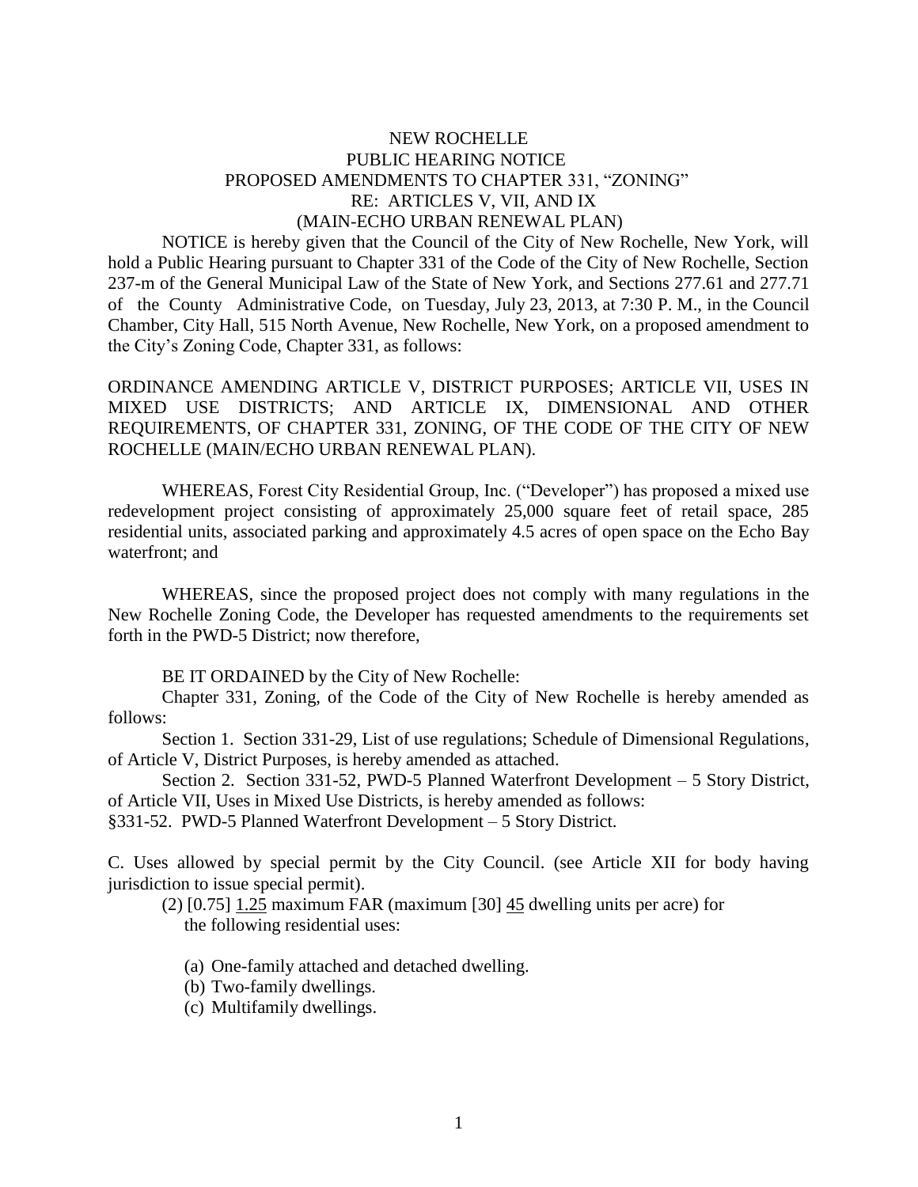# NEW ROCHELLE
## PUBLIC HEARING NOTICE
## PROPOSED AMENDMENTS TO CHAPTER 331, "ZONING"
## RE: ARTICLES V, VII, AND IX
## (MAIN-ECHO URBAN RENEWAL PLAN)

NOTICE is hereby given that the Council of the City of New Rochelle, New York, will hold a Public Hearing pursuant to Chapter 331 of the Code of the City of New Rochelle, Section 237-m of the General Municipal Law of the State of New York, and Sections 277.61 and 277.71 of the County Administrative Code, on Tuesday, July 23, 2013, at 7:30 P. M., in the Council Chamber, City Hall, 515 North Avenue, New Rochelle, New York, on a proposed amendment to the City's Zoning Code, Chapter 331, as follows:

ORDINANCE AMENDING ARTICLE V, DISTRICT PURPOSES; ARTICLE VII, USES IN MIXED USE DISTRICTS; AND ARTICLE IX, DIMENSIONAL AND OTHER REQUIREMENTS, OF CHAPTER 331, ZONING, OF THE CODE OF THE CITY OF NEW ROCHELLE (MAIN/ECHO URBAN RENEWAL PLAN).

WHEREAS, Forest City Residential Group, Inc. ("Developer") has proposed a mixed use redevelopment project consisting of approximately 25,000 square feet of retail space, 285 residential units, associated parking and approximately 4.5 acres of open space on the Echo Bay waterfront; and

WHEREAS, since the proposed project does not comply with many regulations in the New Rochelle Zoning Code, the Developer has requested amendments to the requirements set forth in the PWD-5 District; now therefore,

BE IT ORDAINED by the City of New Rochelle:

Chapter 331, Zoning, of the Code of the City of New Rochelle is hereby amended as follows:

Section 1. Section 331-29, List of use regulations; Schedule of Dimensional Regulations, of Article V, District Purposes, is hereby amended as attached.

Section 2. Section 331-52, PWD-5 Planned Waterfront Development – 5 Story District, of Article VII, Uses in Mixed Use Districts, is hereby amended as follows:

§331-52. PWD-5 Planned Waterfront Development – 5 Story District.

C. Uses allowed by special permit by the City Council. (see Article XII for body having jurisdiction to issue special permit).

(2) [0.75] <u>1.25</u> maximum FAR (maximum [30] <u>45</u> dwelling units per acre) for the following residential uses:

(a) One-family attached and detached dwelling.
(b) Two-family dwellings.
(c) Multifamily dwellings.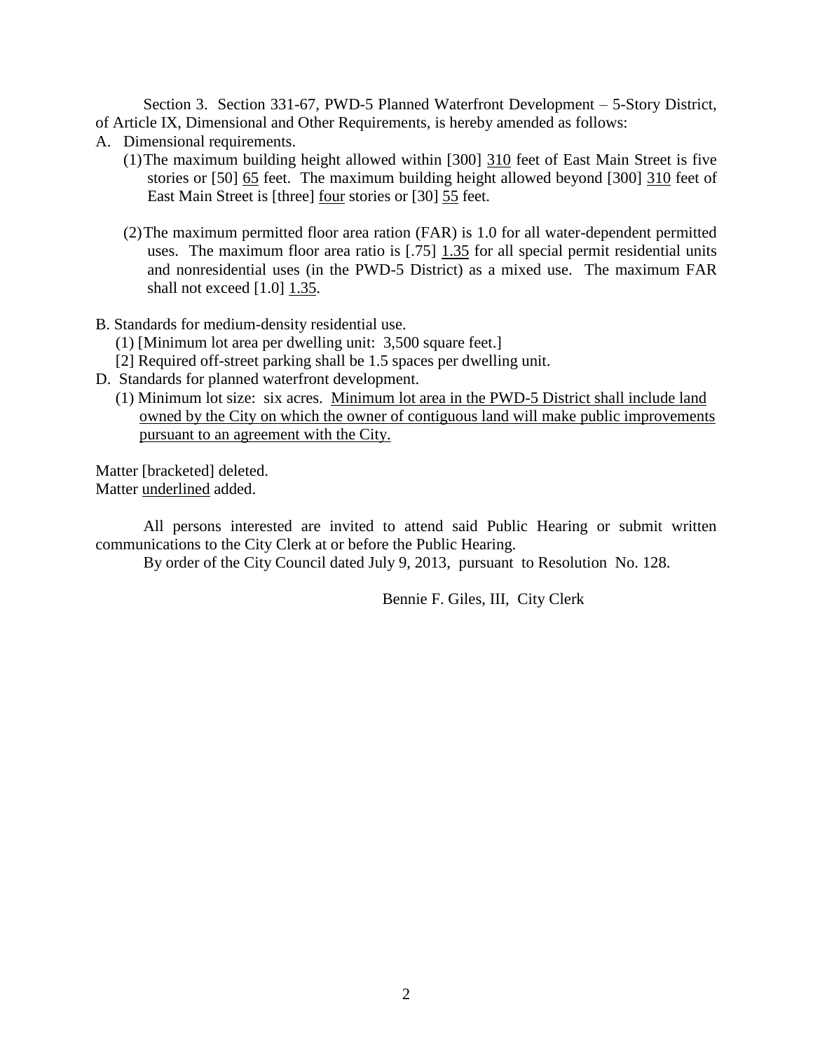Section 3. Section 331-67, PWD-5 Planned Waterfront Development – 5-Story District, of Article IX, Dimensional and Other Requirements, is hereby amended as follows:

A. Dimensional requirements.

(1) The maximum building height allowed within [300] <u>310</u> feet of East Main Street is five stories or [50] <u>65</u> feet. The maximum building height allowed beyond [300] <u>310</u> feet of East Main Street is [three] <u>four</u> stories or [30] <u>55</u> feet.

(2) The maximum permitted floor area ration (FAR) is 1.0 for all water-dependent permitted uses. The maximum floor area ratio is [.75] <u>1.35</u> for all special permit residential units and nonresidential uses (in the PWD-5 District) as a mixed use. The maximum FAR shall not exceed [1.0] <u>1.35</u>.

B. Standards for medium-density residential use.

(1) [Minimum lot area per dwelling unit: 3,500 square feet.]

[2] Required off-street parking shall be 1.5 spaces per dwelling unit.

D. Standards for planned waterfront development.

(1) Minimum lot size: six acres. <u>Minimum lot area in the PWD-5 District shall include land owned by the City on which the owner of contiguous land will make public improvements pursuant to an agreement with the City.</u>

Matter [bracketed] deleted.
Matter <u>underlined</u> added.

All persons interested are invited to attend said Public Hearing or submit written communications to the City Clerk at or before the Public Hearing.

By order of the City Council dated July 9, 2013, pursuant to Resolution No. 128.

Bennie F. Giles, III, City Clerk